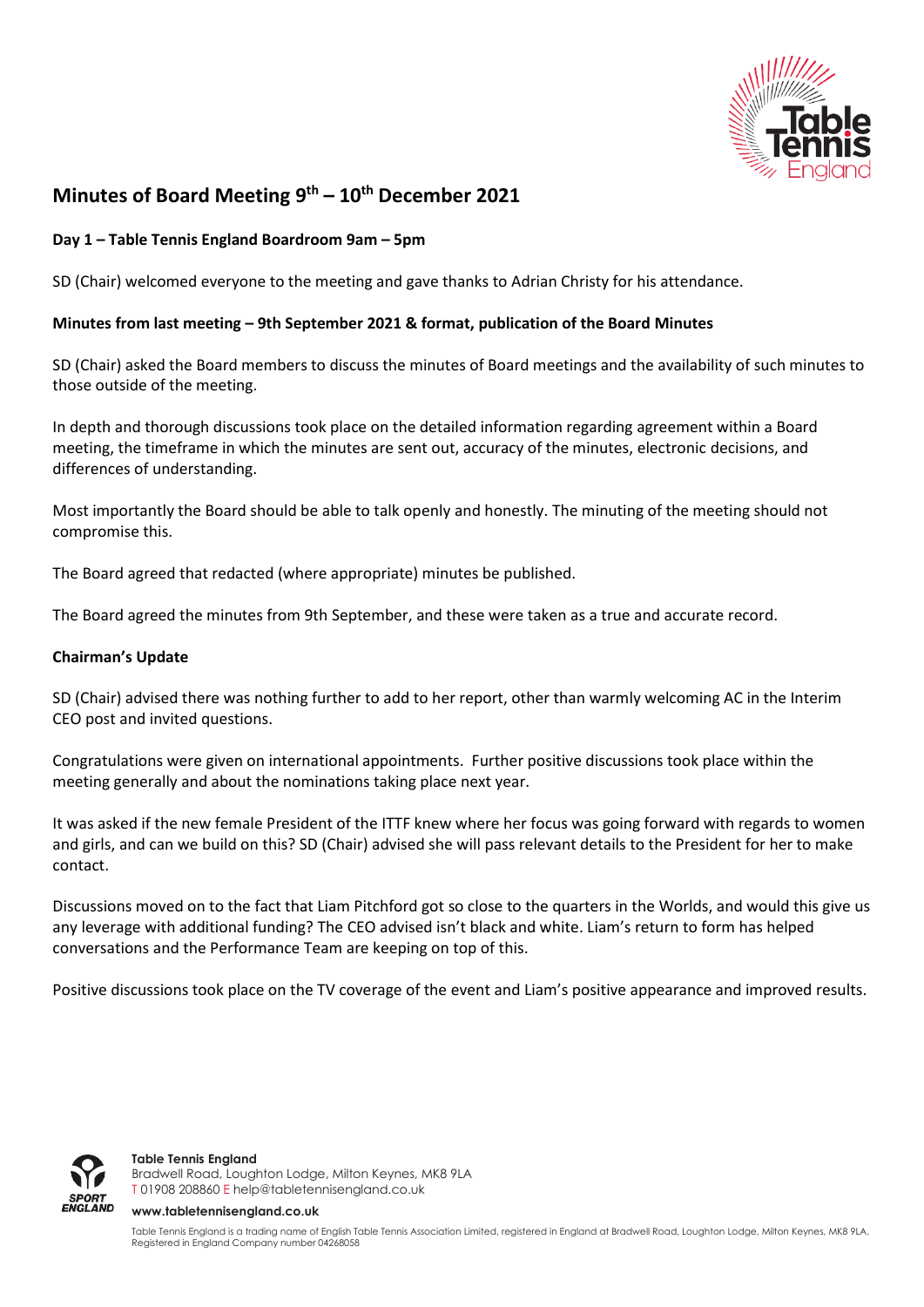# Minutes of Board Meeting 9th – 10th December 2021

**Day 1 – Table Tennis England Boardroom 9am – 5pm**

SD (Chair) welcomed everyone to the meeting and gave thanks to Adrian Christy for his attendance.

**Minutes from last meeting – 9th September 2021 & format, publication of the Board Minutes**

SD (Chair) asked the Board members to discuss the minutes of Board meetings and the availability of such minutes to those outside of the meeting.

In depth and thorough discussions took place on the detailed information regarding agreement within a Board meeting, the timeframe in which the minutes are sent out, accuracy of the minutes, electronic decisions, and differences of understanding.

Most importantly the Board should be able to talk openly and honestly. The minuting of the meeting should not compromise this.

The Board agreed that redacted (where appropriate) minutes be published.

The Board agreed the minutes from 9th September, and these were taken as a true and accurate record.

**Chairman's Update**

SD (Chair) advised there was nothing further to add to her report, other than warmly welcoming AC in the Interim CEO post and invited questions.

Congratulations were given on international appointments. Further positive discussions took place within the meeting generally and about the nominations taking place next year.

It was asked if the new female President of the ITTF knew where her focus was going forward with regards to women and girls, and can we build on this? SD (Chair) advised she will pass relevant details to the President for her to make contact.

Discussions moved on to the fact that Liam Pitchford got so close to the quarters in the Worlds, and would this give us any leverage with additional funding? The CEO advised isn't black and white. Liam's return to form has helped conversations and the Performance Team are keeping on top of this.

Positive discussions took place on the TV coverage of the event and Liam's positive appearance and improved results.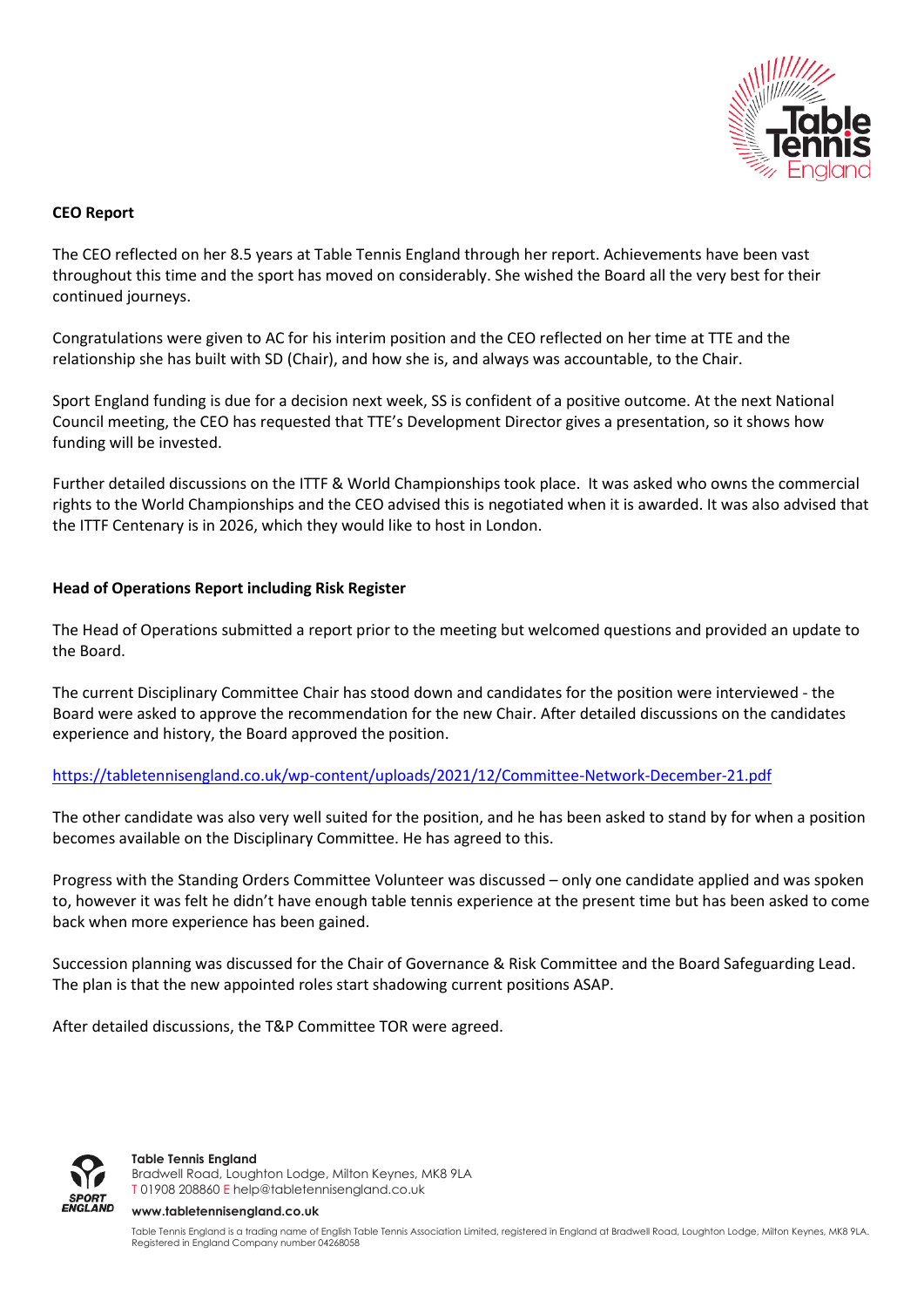**CEO Report**

The CEO reflected on her 8.5 years at Table Tennis England through her report. Achievements have been vast throughout this time and the sport has moved on considerably. She wished the Board all the very best for their continued journeys.

Congratulations were given to AC for his interim position and the CEO reflected on her time at TTE and the relationship she has built with SD (Chair), and how she is, and always was accountable, to the Chair.

Sport England funding is due for a decision next week, SS is confident of a positive outcome. At the next National Council meeting, the CEO has requested that TTE's Development Director gives a presentation, so it shows how funding will be invested.

Further detailed discussions on the ITTF & World Championships took place. It was asked who owns the commercial rights to the World Championships and the CEO advised this is negotiated when it is awarded. It was also advised that the ITTF Centenary is in 2026, which they would like to host in London.

**Head of Operations Report including Risk Register**

The Head of Operations submitted a report prior to the meeting but welcomed questions and provided an update to the Board.

The current Disciplinary Committee Chair has stood down and candidates for the position were interviewed - the Board were asked to approve the recommendation for the new Chair. After detailed discussions on the candidates experience and history, the Board approved the position.

https://tabletennisengland.co.uk/wp-content/uploads/2021/12/Committee-Network-December-21.pdf

The other candidate was also very well suited for the position, and he has been asked to stand by for when a position becomes available on the Disciplinary Committee. He has agreed to this.

Progress with the Standing Orders Committee Volunteer was discussed – only one candidate applied and was spoken to, however it was felt he didn't have enough table tennis experience at the present time but has been asked to come back when more experience has been gained.

Succession planning was discussed for the Chair of Governance & Risk Committee and the Board Safeguarding Lead. The plan is that the new appointed roles start shadowing current positions ASAP.

After detailed discussions, the T&P Committee TOR were agreed.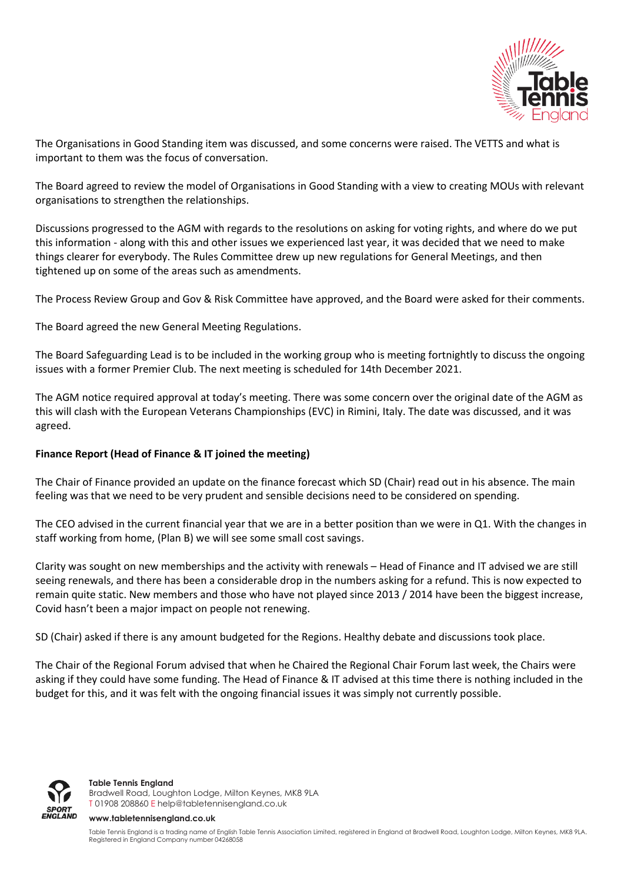The Organisations in Good Standing item was discussed, and some concerns were raised. The VETTS and what is important to them was the focus of conversation.

The Board agreed to review the model of Organisations in Good Standing with a view to creating MOUs with relevant organisations to strengthen the relationships.

Discussions progressed to the AGM with regards to the resolutions on asking for voting rights, and where do we put this information - along with this and other issues we experienced last year, it was decided that we need to make things clearer for everybody. The Rules Committee drew up new regulations for General Meetings, and then tightened up on some of the areas such as amendments.

The Process Review Group and Gov & Risk Committee have approved, and the Board were asked for their comments.

The Board agreed the new General Meeting Regulations.

The Board Safeguarding Lead is to be included in the working group who is meeting fortnightly to discuss the ongoing issues with a former Premier Club. The next meeting is scheduled for 14th December 2021.

The AGM notice required approval at today's meeting. There was some concern over the original date of the AGM as this will clash with the European Veterans Championships (EVC) in Rimini, Italy. The date was discussed, and it was agreed.

**Finance Report (Head of Finance & IT joined the meeting)**

The Chair of Finance provided an update on the finance forecast which SD (Chair) read out in his absence. The main feeling was that we need to be very prudent and sensible decisions need to be considered on spending.

The CEO advised in the current financial year that we are in a better position than we were in Q1. With the changes in staff working from home, (Plan B) we will see some small cost savings.

Clarity was sought on new memberships and the activity with renewals – Head of Finance and IT advised we are still seeing renewals, and there has been a considerable drop in the numbers asking for a refund. This is now expected to remain quite static. New members and those who have not played since 2013 / 2014 have been the biggest increase, Covid hasn't been a major impact on people not renewing.

SD (Chair) asked if there is any amount budgeted for the Regions. Healthy debate and discussions took place.

The Chair of the Regional Forum advised that when he Chaired the Regional Chair Forum last week, the Chairs were asking if they could have some funding. The Head of Finance & IT advised at this time there is nothing included in the budget for this, and it was felt with the ongoing financial issues it was simply not currently possible.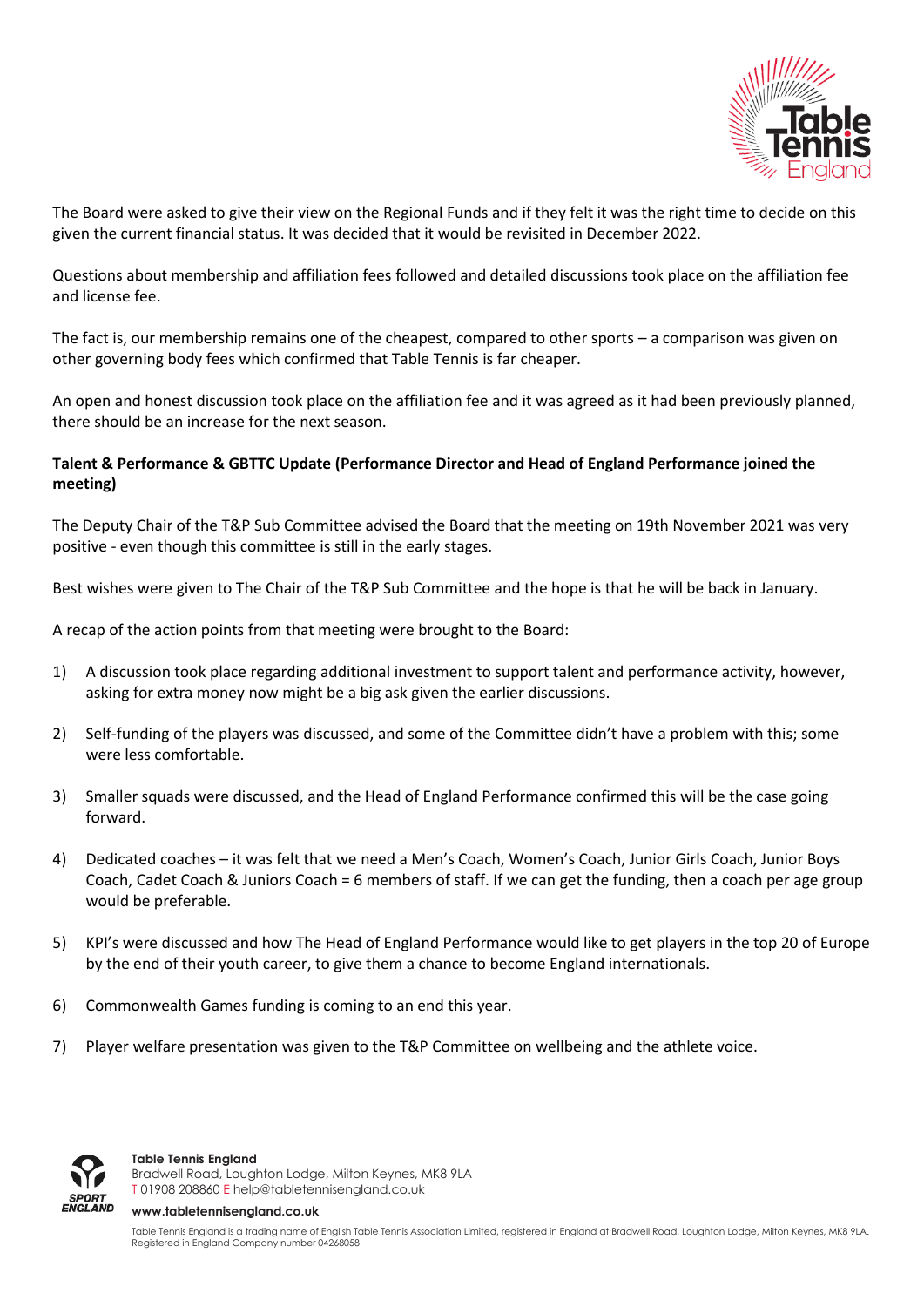The Board were asked to give their view on the Regional Funds and if they felt it was the right time to decide on this given the current financial status. It was decided that it would be revisited in December 2022.

Questions about membership and affiliation fees followed and detailed discussions took place on the affiliation fee and license fee.

The fact is, our membership remains one of the cheapest, compared to other sports – a comparison was given on other governing body fees which confirmed that Table Tennis is far cheaper.

An open and honest discussion took place on the affiliation fee and it was agreed as it had been previously planned, there should be an increase for the next season.

**Talent & Performance & GBTTC Update (Performance Director and Head of England Performance joined the meeting)**

The Deputy Chair of the T&P Sub Committee advised the Board that the meeting on 19th November 2021 was very positive - even though this committee is still in the early stages.

Best wishes were given to The Chair of the T&P Sub Committee and the hope is that he will be back in January.

A recap of the action points from that meeting were brought to the Board:

1) A discussion took place regarding additional investment to support talent and performance activity, however, asking for extra money now might be a big ask given the earlier discussions.

2) Self-funding of the players was discussed, and some of the Committee didn't have a problem with this; some were less comfortable.

3) Smaller squads were discussed, and the Head of England Performance confirmed this will be the case going forward.

4) Dedicated coaches – it was felt that we need a Men's Coach, Women's Coach, Junior Girls Coach, Junior Boys Coach, Cadet Coach & Juniors Coach = 6 members of staff. If we can get the funding, then a coach per age group would be preferable.

5) KPI's were discussed and how The Head of England Performance would like to get players in the top 20 of Europe by the end of their youth career, to give them a chance to become England internationals.

6) Commonwealth Games funding is coming to an end this year.

7) Player welfare presentation was given to the T&P Committee on wellbeing and the athlete voice.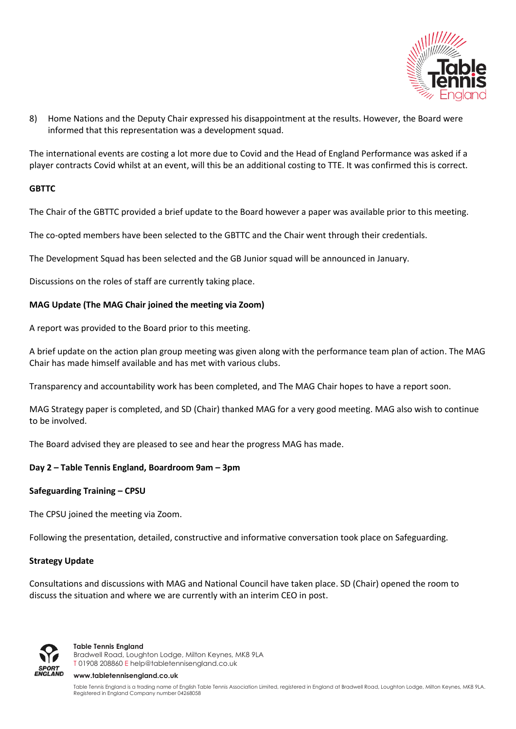8) Home Nations and the Deputy Chair expressed his disappointment at the results. However, the Board were informed that this representation was a development squad.

The international events are costing a lot more due to Covid and the Head of England Performance was asked if a player contracts Covid whilst at an event, will this be an additional costing to TTE. It was confirmed this is correct.

**GBTTC**

The Chair of the GBTTC provided a brief update to the Board however a paper was available prior to this meeting.

The co-opted members have been selected to the GBTTC and the Chair went through their credentials.

The Development Squad has been selected and the GB Junior squad will be announced in January.

Discussions on the roles of staff are currently taking place.

**MAG Update (The MAG Chair joined the meeting via Zoom)**

A report was provided to the Board prior to this meeting.

A brief update on the action plan group meeting was given along with the performance team plan of action. The MAG Chair has made himself available and has met with various clubs.

Transparency and accountability work has been completed, and The MAG Chair hopes to have a report soon.

MAG Strategy paper is completed, and SD (Chair) thanked MAG for a very good meeting. MAG also wish to continue to be involved.

The Board advised they are pleased to see and hear the progress MAG has made.

**Day 2 – Table Tennis England, Boardroom 9am – 3pm**

**Safeguarding Training – CPSU**

The CPSU joined the meeting via Zoom.

Following the presentation, detailed, constructive and informative conversation took place on Safeguarding.

**Strategy Update**

Consultations and discussions with MAG and National Council have taken place. SD (Chair) opened the room to discuss the situation and where we are currently with an interim CEO in post.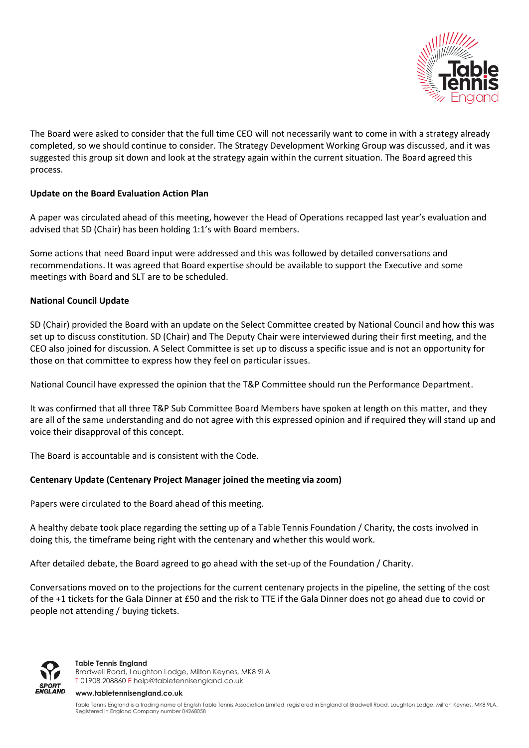The Board were asked to consider that the full time CEO will not necessarily want to come in with a strategy already completed, so we should continue to consider. The Strategy Development Working Group was discussed, and it was suggested this group sit down and look at the strategy again within the current situation. The Board agreed this process.

**Update on the Board Evaluation Action Plan**

A paper was circulated ahead of this meeting, however the Head of Operations recapped last year's evaluation and advised that SD (Chair) has been holding 1:1's with Board members.

Some actions that need Board input were addressed and this was followed by detailed conversations and recommendations. It was agreed that Board expertise should be available to support the Executive and some meetings with Board and SLT are to be scheduled.

**National Council Update**

SD (Chair) provided the Board with an update on the Select Committee created by National Council and how this was set up to discuss constitution. SD (Chair) and The Deputy Chair were interviewed during their first meeting, and the CEO also joined for discussion. A Select Committee is set up to discuss a specific issue and is not an opportunity for those on that committee to express how they feel on particular issues.

National Council have expressed the opinion that the T&P Committee should run the Performance Department.

It was confirmed that all three T&P Sub Committee Board Members have spoken at length on this matter, and they are all of the same understanding and do not agree with this expressed opinion and if required they will stand up and voice their disapproval of this concept.

The Board is accountable and is consistent with the Code.

**Centenary Update (Centenary Project Manager joined the meeting via zoom)**

Papers were circulated to the Board ahead of this meeting.

A healthy debate took place regarding the setting up of a Table Tennis Foundation / Charity, the costs involved in doing this, the timeframe being right with the centenary and whether this would work.

After detailed debate, the Board agreed to go ahead with the set-up of the Foundation / Charity.

Conversations moved on to the projections for the current centenary projects in the pipeline, the setting of the cost of the +1 tickets for the Gala Dinner at £50 and the risk to TTE if the Gala Dinner does not go ahead due to covid or people not attending / buying tickets.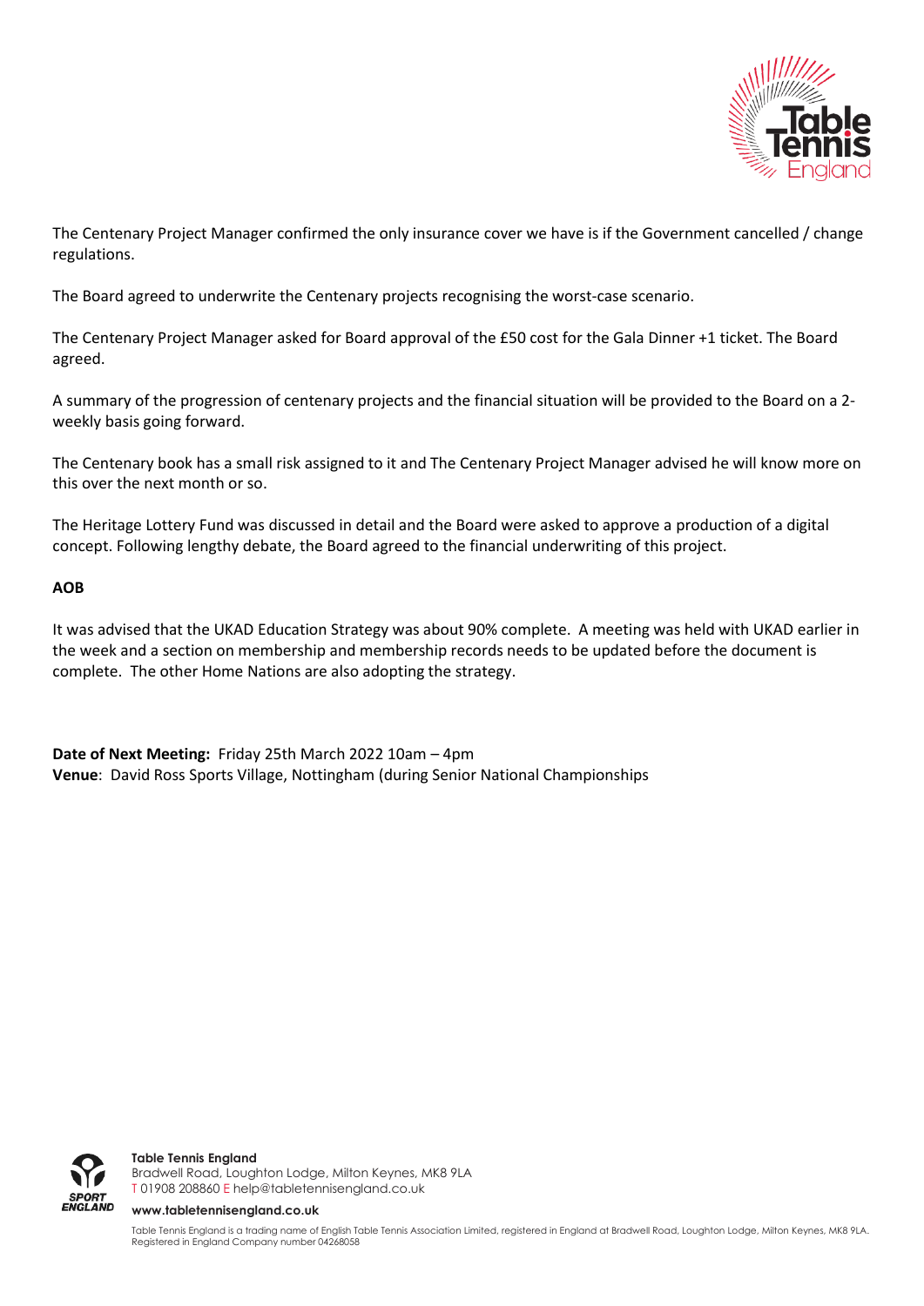The Centenary Project Manager confirmed the only insurance cover we have is if the Government cancelled / change regulations.

The Board agreed to underwrite the Centenary projects recognising the worst-case scenario.

The Centenary Project Manager asked for Board approval of the £50 cost for the Gala Dinner +1 ticket. The Board agreed.

A summary of the progression of centenary projects and the financial situation will be provided to the Board on a 2-weekly basis going forward.

The Centenary book has a small risk assigned to it and The Centenary Project Manager advised he will know more on this over the next month or so.

The Heritage Lottery Fund was discussed in detail and the Board were asked to approve a production of a digital concept. Following lengthy debate, the Board agreed to the financial underwriting of this project.

**AOB**

It was advised that the UKAD Education Strategy was about 90% complete. A meeting was held with UKAD earlier in the week and a section on membership and membership records needs to be updated before the document is complete. The other Home Nations are also adopting the strategy.

**Date of Next Meeting:** Friday 25th March 2022 10am – 4pm
**Venue**: David Ross Sports Village, Nottingham (during Senior National Championships